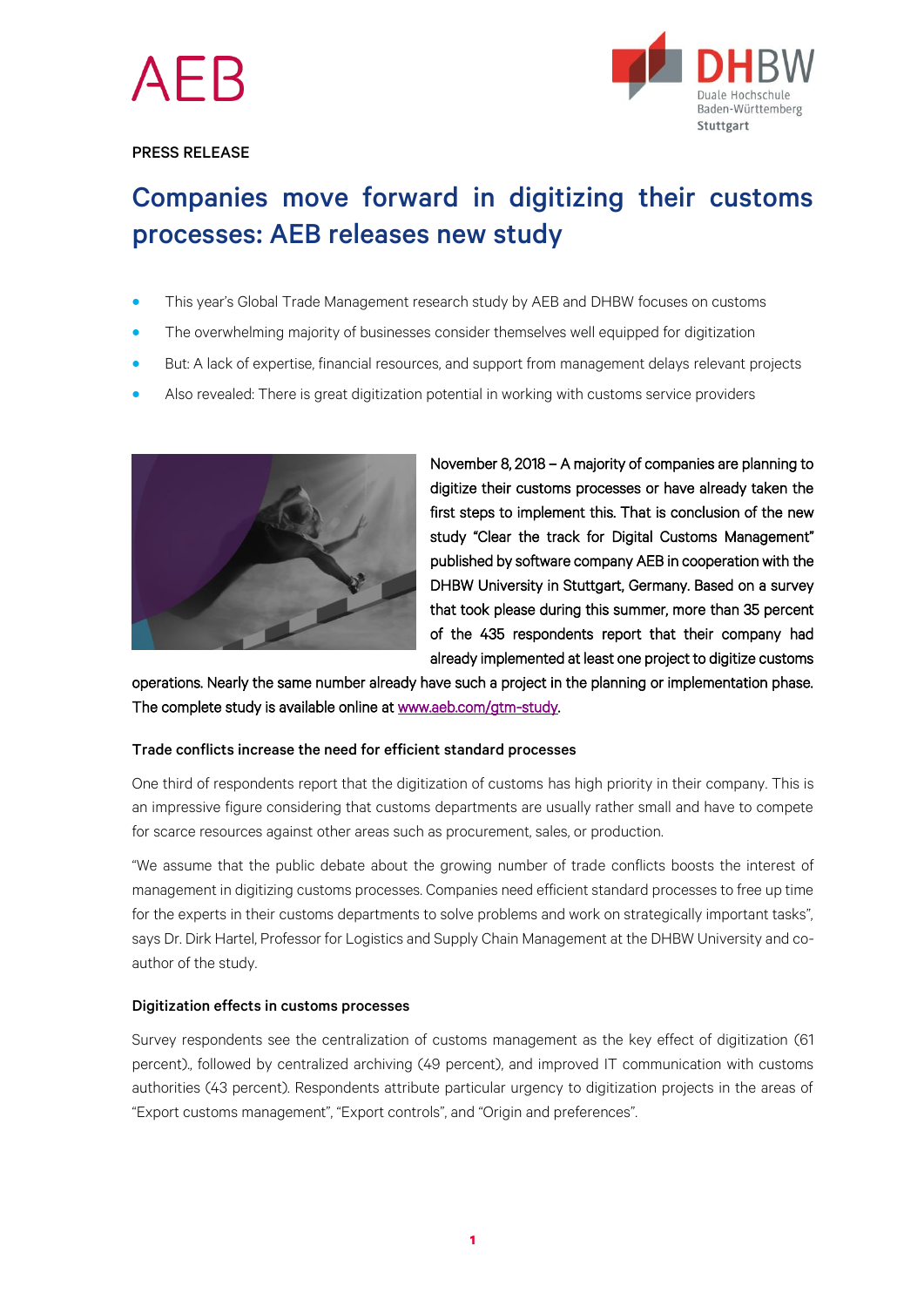PRESS RELEASE

# Companies move forward in digitizing their customs processes: AEB releases new study

- This year's Global Trade Management research study by AEB and DHBW focuses on customs
- The overwhelming majority of businesses consider themselves well equipped for digitization
- But: A lack of expertise, financial resources, and support from management delays relevant projects
- Also revealed: There is great digitization potential in working with customs service providers

November 8, 2018 – A majority of companies are planning to digitize their customs processes or have already taken the first steps to implement this. That is conclusion of the new study "Clear the track for Digital Customs Management" published by software company AEB in cooperation with the DHBW University in Stuttgart, Germany. Based on a survey that took please during this summer, more than 35 percent of the 435 respondents report that their company had already implemented at least one project to digitize customs operations. Nearly the same number already have such a project in the planning or implementation phase. The complete study is available online at www.aeb.com/gtm-study.

### Trade conflicts increase the need for efficient standard processes

One third of respondents report that the digitization of customs has high priority in their company. This is an impressive figure considering that customs departments are usually rather small and have to compete for scarce resources against other areas such as procurement, sales, or production.

"We assume that the public debate about the growing number of trade conflicts boosts the interest of management in digitizing customs processes. Companies need efficient standard processes to free up time for the experts in their customs departments to solve problems and work on strategically important tasks", says Dr. Dirk Hartel, Professor for Logistics and Supply Chain Management at the DHBW University and co-author of the study.

### Digitization effects in customs processes

Survey respondents see the centralization of customs management as the key effect of digitization (61 percent)., followed by centralized archiving (49 percent), and improved IT communication with customs authorities (43 percent). Respondents attribute particular urgency to digitization projects in the areas of "Export customs management", "Export controls", and "Origin and preferences".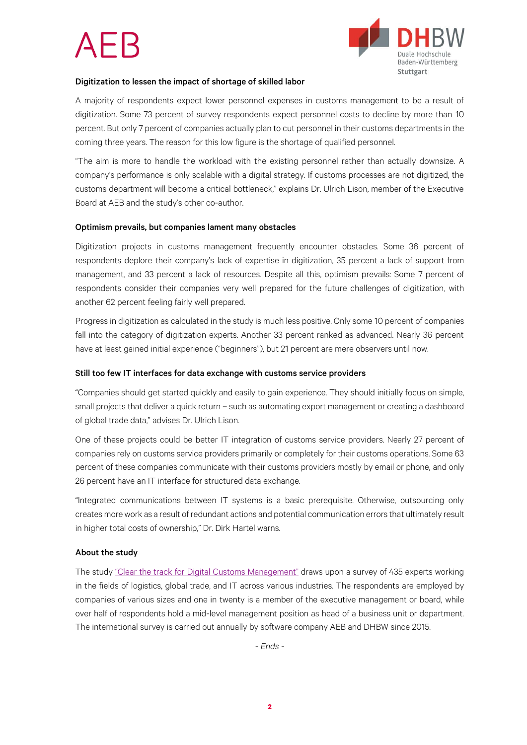**Digitization to lessen the impact of shortage of skilled labor**

A majority of respondents expect lower personnel expenses in customs management to be a result of digitization. Some 73 percent of survey respondents expect personnel costs to decline by more than 10 percent. But only 7 percent of companies actually plan to cut personnel in their customs departments in the coming three years. The reason for this low figure is the shortage of qualified personnel.

"The aim is more to handle the workload with the existing personnel rather than actually downsize. A company's performance is only scalable with a digital strategy. If customs processes are not digitized, the customs department will become a critical bottleneck," explains Dr. Ulrich Lison, member of the Executive Board at AEB and the study's other co-author.

**Optimism prevails, but companies lament many obstacles**

Digitization projects in customs management frequently encounter obstacles. Some 36 percent of respondents deplore their company's lack of expertise in digitization, 35 percent a lack of support from management, and 33 percent a lack of resources. Despite all this, optimism prevails: Some 7 percent of respondents consider their companies very well prepared for the future challenges of digitization, with another 62 percent feeling fairly well prepared.

Progress in digitization as calculated in the study is much less positive. Only some 10 percent of companies fall into the category of digitization experts. Another 33 percent ranked as advanced. Nearly 36 percent have at least gained initial experience ("beginners"), but 21 percent are mere observers until now.

**Still too few IT interfaces for data exchange with customs service providers**

"Companies should get started quickly and easily to gain experience. They should initially focus on simple, small projects that deliver a quick return – such as automating export management or creating a dashboard of global trade data," advises Dr. Ulrich Lison.

One of these projects could be better IT integration of customs service providers. Nearly 27 percent of companies rely on customs service providers primarily or completely for their customs operations. Some 63 percent of these companies communicate with their customs providers mostly by email or phone, and only 26 percent have an IT interface for structured data exchange.

"Integrated communications between IT systems is a basic prerequisite. Otherwise, outsourcing only creates more work as a result of redundant actions and potential communication errors that ultimately result in higher total costs of ownership," Dr. Dirk Hartel warns.

**About the study**

The study "Clear the track for Digital Customs Management" draws upon a survey of 435 experts working in the fields of logistics, global trade, and IT across various industries. The respondents are employed by companies of various sizes and one in twenty is a member of the executive management or board, while over half of respondents hold a mid-level management position as head of a business unit or department. The international survey is carried out annually by software company AEB and DHBW since 2015.

*- Ends -*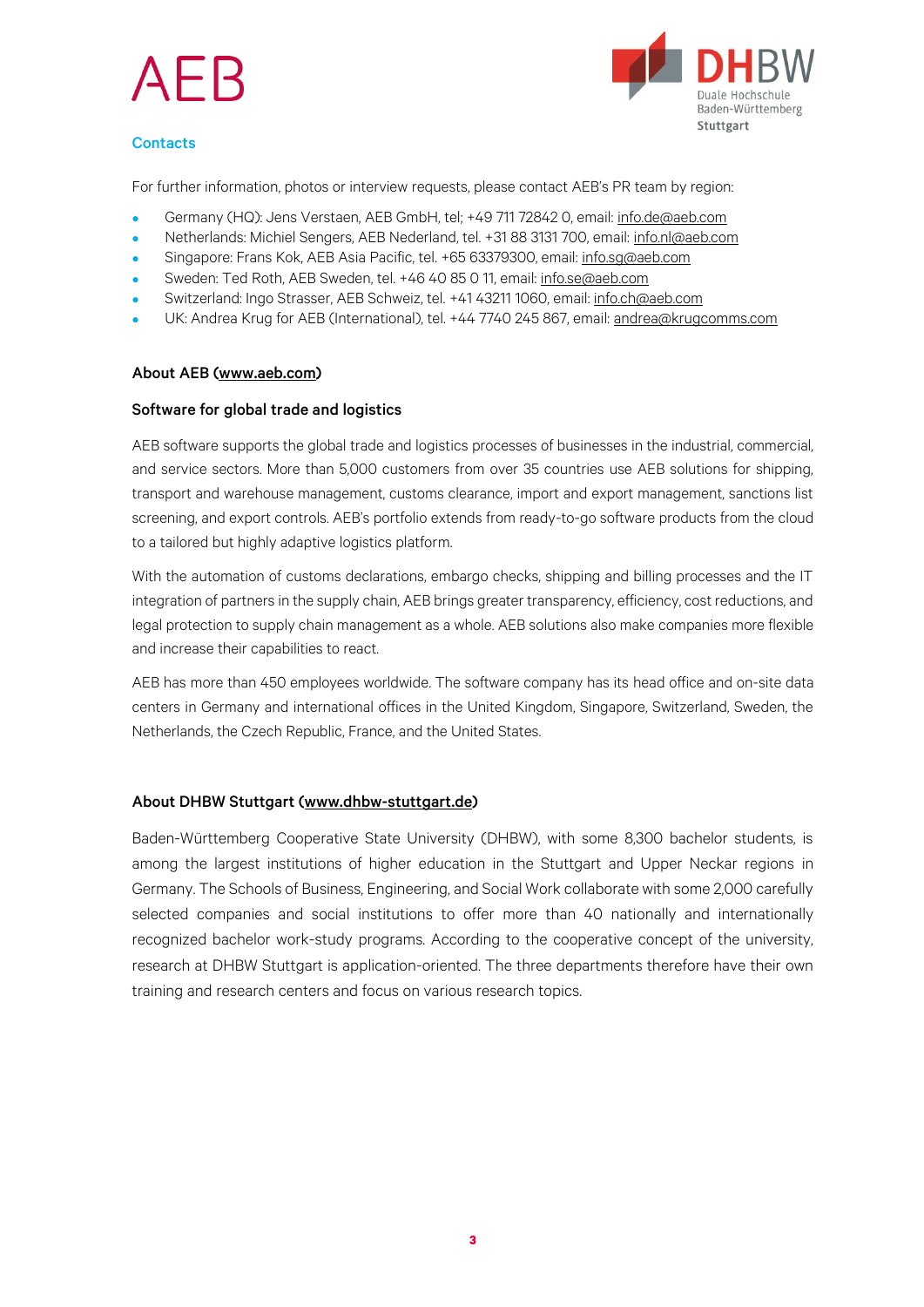## Contacts

For further information, photos or interview requests, please contact AEB's PR team by region:

- Germany (HQ): Jens Verstaen, AEB GmbH, tel; +49 711 72842 0, email: info.de@aeb.com
- Netherlands: Michiel Sengers, AEB Nederland, tel. +31 88 3131 700, email: info.nl@aeb.com
- Singapore: Frans Kok, AEB Asia Pacific, tel. +65 63379300, email: info.sg@aeb.com
- Sweden: Ted Roth, AEB Sweden, tel. +46 40 85 0 11, email: info.se@aeb.com
- Switzerland: Ingo Strasser, AEB Schweiz, tel. +41 43211 1060, email: info.ch@aeb.com
- UK: Andrea Krug for AEB (International), tel. +44 7740 245 867, email: andrea@krugcomms.com

### About AEB (www.aeb.com)

### Software for global trade and logistics

AEB software supports the global trade and logistics processes of businesses in the industrial, commercial, and service sectors. More than 5,000 customers from over 35 countries use AEB solutions for shipping, transport and warehouse management, customs clearance, import and export management, sanctions list screening, and export controls. AEB's portfolio extends from ready-to-go software products from the cloud to a tailored but highly adaptive logistics platform.

With the automation of customs declarations, embargo checks, shipping and billing processes and the IT integration of partners in the supply chain, AEB brings greater transparency, efficiency, cost reductions, and legal protection to supply chain management as a whole. AEB solutions also make companies more flexible and increase their capabilities to react.

AEB has more than 450 employees worldwide. The software company has its head office and on-site data centers in Germany and international offices in the United Kingdom, Singapore, Switzerland, Sweden, the Netherlands, the Czech Republic, France, and the United States.

### About DHBW Stuttgart (www.dhbw-stuttgart.de)

Baden-Württemberg Cooperative State University (DHBW), with some 8,300 bachelor students, is among the largest institutions of higher education in the Stuttgart and Upper Neckar regions in Germany. The Schools of Business, Engineering, and Social Work collaborate with some 2,000 carefully selected companies and social institutions to offer more than 40 nationally and internationally recognized bachelor work-study programs. According to the cooperative concept of the university, research at DHBW Stuttgart is application-oriented. The three departments therefore have their own training and research centers and focus on various research topics.